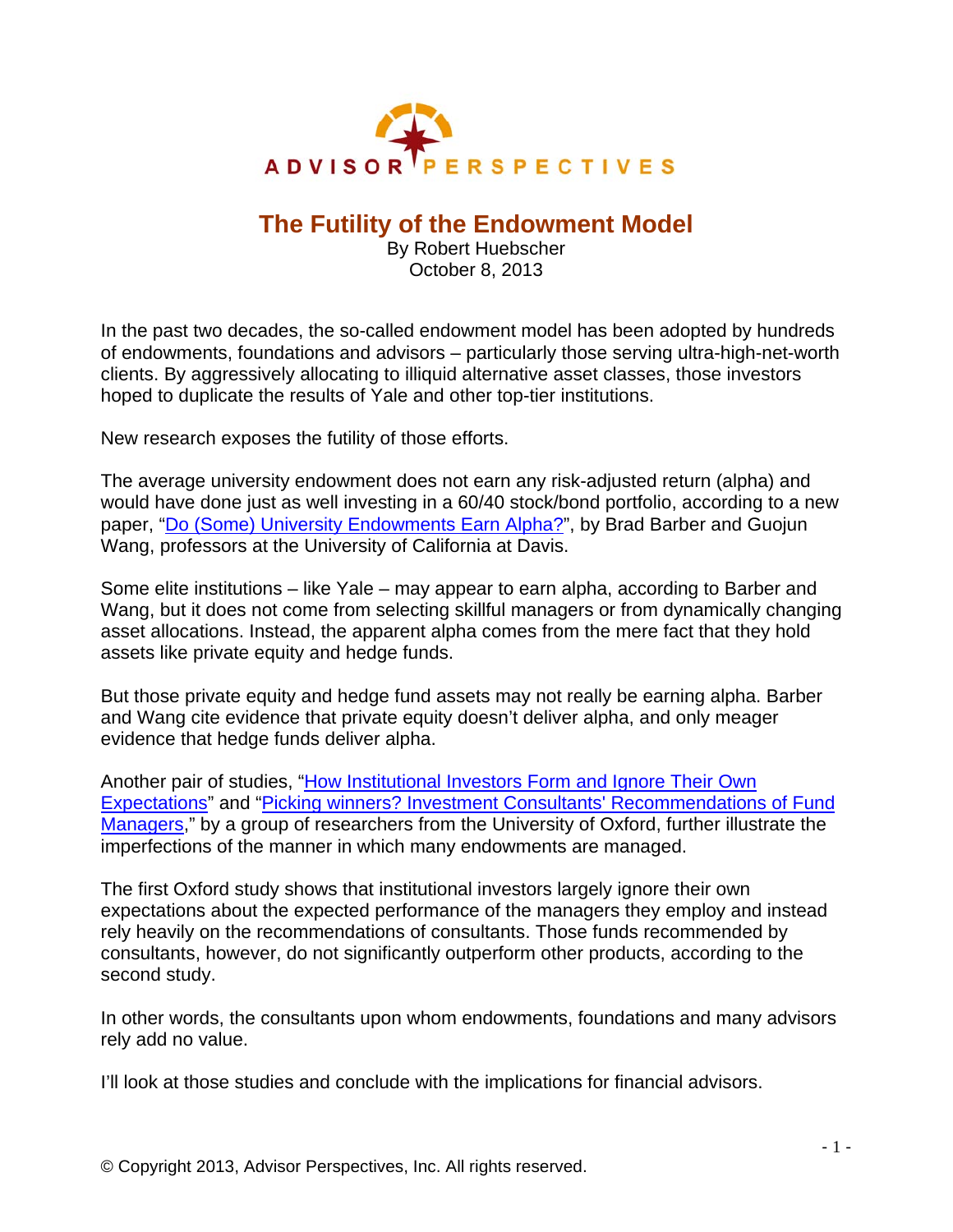ADVISOR PERSPECTIVES

# The Futility of the Endowment Model

By Robert Huebscher
October 8, 2013

In the past two decades, the so-called endowment model has been adopted by hundreds of endowments, foundations and advisors – particularly those serving ultra-high-net-worth clients. By aggressively allocating to illiquid alternative asset classes, those investors hoped to duplicate the results of Yale and other top-tier institutions.

New research exposes the futility of those efforts.

The average university endowment does not earn any risk-adjusted return (alpha) and would have done just as well investing in a 60/40 stock/bond portfolio, according to a new paper, "Do (Some) University Endowments Earn Alpha?", by Brad Barber and Guojun Wang, professors at the University of California at Davis.

Some elite institutions – like Yale – may appear to earn alpha, according to Barber and Wang, but it does not come from selecting skillful managers or from dynamically changing asset allocations. Instead, the apparent alpha comes from the mere fact that they hold assets like private equity and hedge funds.

But those private equity and hedge fund assets may not really be earning alpha. Barber and Wang cite evidence that private equity doesn't deliver alpha, and only meager evidence that hedge funds deliver alpha.

Another pair of studies, "How Institutional Investors Form and Ignore Their Own Expectations" and "Picking winners? Investment Consultants' Recommendations of Fund Managers," by a group of researchers from the University of Oxford, further illustrate the imperfections of the manner in which many endowments are managed.

The first Oxford study shows that institutional investors largely ignore their own expectations about the expected performance of the managers they employ and instead rely heavily on the recommendations of consultants. Those funds recommended by consultants, however, do not significantly outperform other products, according to the second study.

In other words, the consultants upon whom endowments, foundations and many advisors rely add no value.

I'll look at those studies and conclude with the implications for financial advisors.

© Copyright 2013, Advisor Perspectives, Inc. All rights reserved.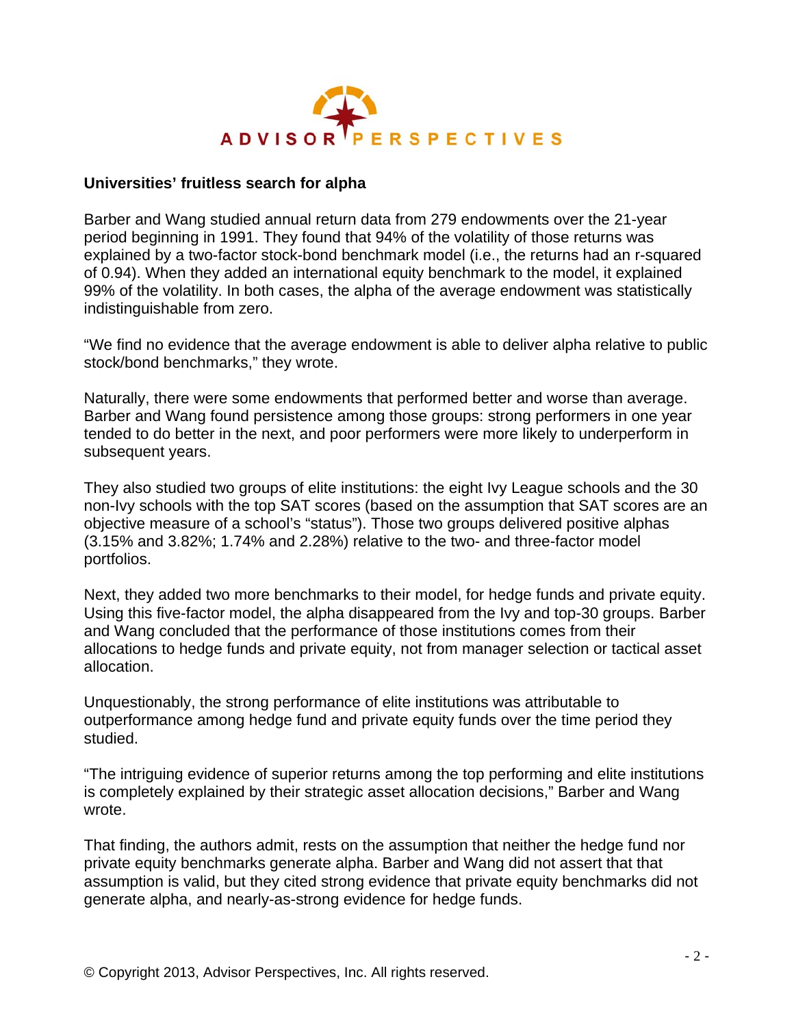### Universities' fruitless search for alpha

Barber and Wang studied annual return data from 279 endowments over the 21-year period beginning in 1991. They found that 94% of the volatility of those returns was explained by a two-factor stock-bond benchmark model (i.e., the returns had an r-squared of 0.94). When they added an international equity benchmark to the model, it explained 99% of the volatility. In both cases, the alpha of the average endowment was statistically indistinguishable from zero.

"We find no evidence that the average endowment is able to deliver alpha relative to public stock/bond benchmarks," they wrote.

Naturally, there were some endowments that performed better and worse than average. Barber and Wang found persistence among those groups: strong performers in one year tended to do better in the next, and poor performers were more likely to underperform in subsequent years.

They also studied two groups of elite institutions: the eight Ivy League schools and the 30 non-Ivy schools with the top SAT scores (based on the assumption that SAT scores are an objective measure of a school's "status"). Those two groups delivered positive alphas (3.15% and 3.82%; 1.74% and 2.28%) relative to the two- and three-factor model portfolios.

Next, they added two more benchmarks to their model, for hedge funds and private equity. Using this five-factor model, the alpha disappeared from the Ivy and top-30 groups. Barber and Wang concluded that the performance of those institutions comes from their allocations to hedge funds and private equity, not from manager selection or tactical asset allocation.

Unquestionably, the strong performance of elite institutions was attributable to outperformance among hedge fund and private equity funds over the time period they studied.

"The intriguing evidence of superior returns among the top performing and elite institutions is completely explained by their strategic asset allocation decisions," Barber and Wang wrote.

That finding, the authors admit, rests on the assumption that neither the hedge fund nor private equity benchmarks generate alpha. Barber and Wang did not assert that that assumption is valid, but they cited strong evidence that private equity benchmarks did not generate alpha, and nearly-as-strong evidence for hedge funds.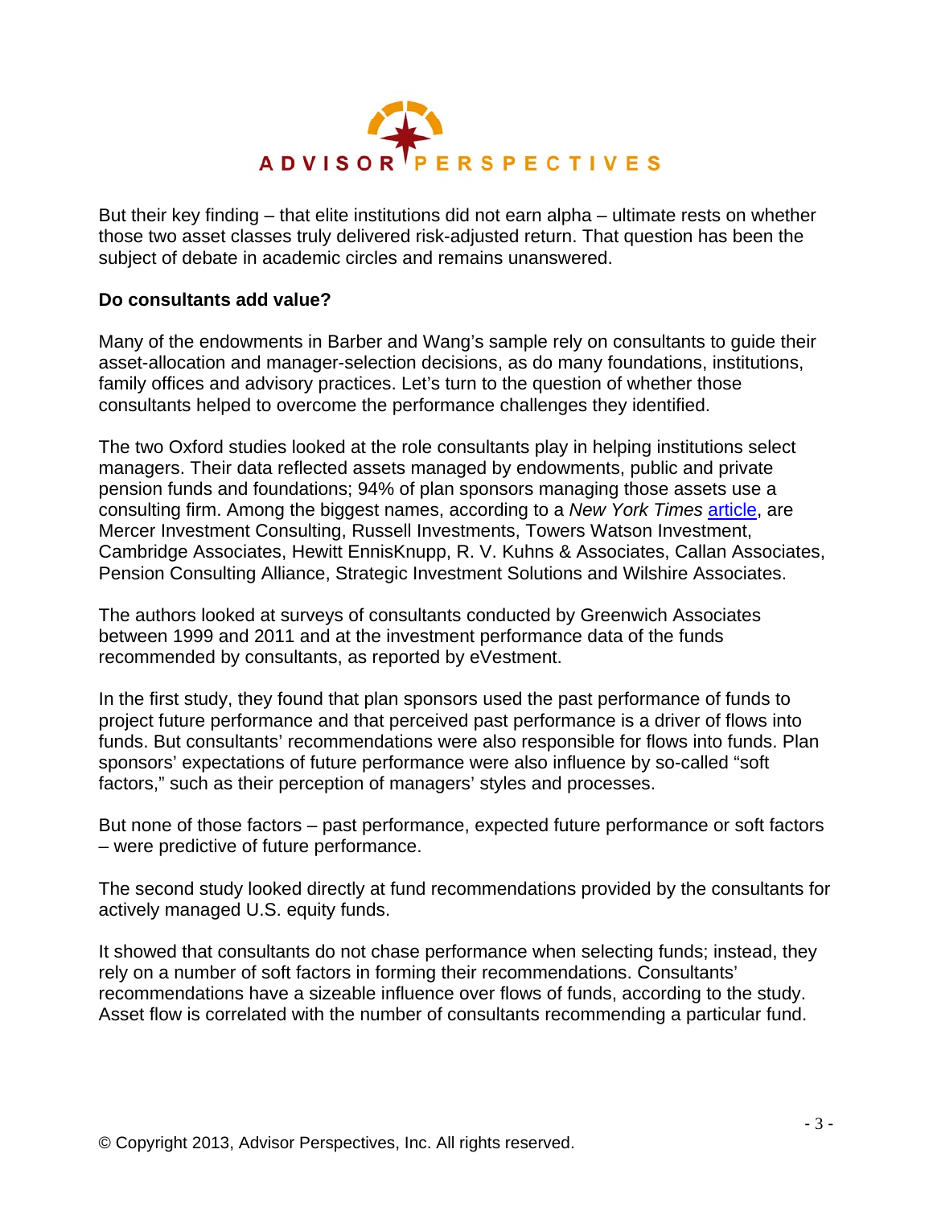But their key finding – that elite institutions did not earn alpha – ultimate rests on whether those two asset classes truly delivered risk-adjusted return. That question has been the subject of debate in academic circles and remains unanswered.

**Do consultants add value?**

Many of the endowments in Barber and Wang's sample rely on consultants to guide their asset-allocation and manager-selection decisions, as do many foundations, institutions, family offices and advisory practices. Let's turn to the question of whether those consultants helped to overcome the performance challenges they identified.

The two Oxford studies looked at the role consultants play in helping institutions select managers. Their data reflected assets managed by endowments, public and private pension funds and foundations; 94% of plan sponsors managing those assets use a consulting firm. Among the biggest names, according to a *New York Times* article, are Mercer Investment Consulting, Russell Investments, Towers Watson Investment, Cambridge Associates, Hewitt EnnisKnupp, R. V. Kuhns & Associates, Callan Associates, Pension Consulting Alliance, Strategic Investment Solutions and Wilshire Associates.

The authors looked at surveys of consultants conducted by Greenwich Associates between 1999 and 2011 and at the investment performance data of the funds recommended by consultants, as reported by eVestment.

In the first study, they found that plan sponsors used the past performance of funds to project future performance and that perceived past performance is a driver of flows into funds. But consultants' recommendations were also responsible for flows into funds. Plan sponsors' expectations of future performance were also influence by so-called "soft factors," such as their perception of managers' styles and processes.

But none of those factors – past performance, expected future performance or soft factors – were predictive of future performance.

The second study looked directly at fund recommendations provided by the consultants for actively managed U.S. equity funds.

It showed that consultants do not chase performance when selecting funds; instead, they rely on a number of soft factors in forming their recommendations. Consultants' recommendations have a sizeable influence over flows of funds, according to the study. Asset flow is correlated with the number of consultants recommending a particular fund.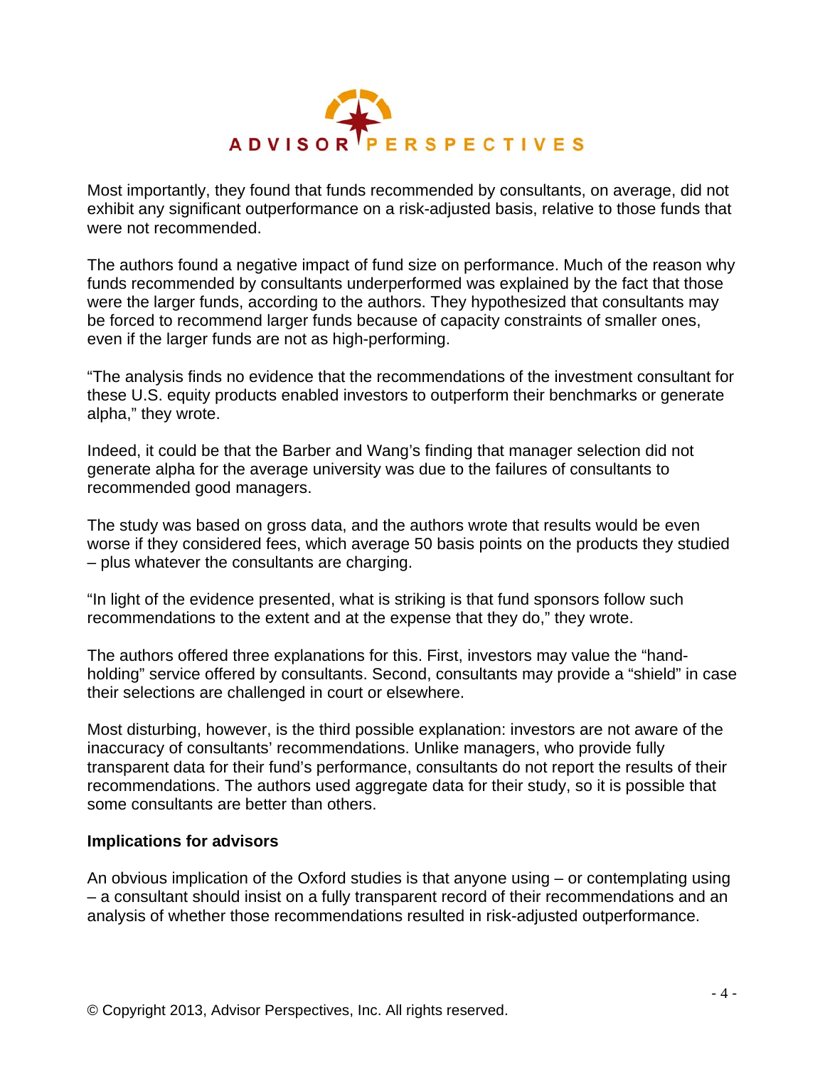Most importantly, they found that funds recommended by consultants, on average, did not exhibit any significant outperformance on a risk-adjusted basis, relative to those funds that were not recommended.

The authors found a negative impact of fund size on performance. Much of the reason why funds recommended by consultants underperformed was explained by the fact that those were the larger funds, according to the authors. They hypothesized that consultants may be forced to recommend larger funds because of capacity constraints of smaller ones, even if the larger funds are not as high-performing.

"The analysis finds no evidence that the recommendations of the investment consultant for these U.S. equity products enabled investors to outperform their benchmarks or generate alpha," they wrote.

Indeed, it could be that the Barber and Wang's finding that manager selection did not generate alpha for the average university was due to the failures of consultants to recommended good managers.

The study was based on gross data, and the authors wrote that results would be even worse if they considered fees, which average 50 basis points on the products they studied – plus whatever the consultants are charging.

"In light of the evidence presented, what is striking is that fund sponsors follow such recommendations to the extent and at the expense that they do," they wrote.

The authors offered three explanations for this. First, investors may value the "hand-holding" service offered by consultants. Second, consultants may provide a "shield" in case their selections are challenged in court or elsewhere.

Most disturbing, however, is the third possible explanation: investors are not aware of the inaccuracy of consultants' recommendations. Unlike managers, who provide fully transparent data for their fund's performance, consultants do not report the results of their recommendations. The authors used aggregate data for their study, so it is possible that some consultants are better than others.

**Implications for advisors**

An obvious implication of the Oxford studies is that anyone using – or contemplating using – a consultant should insist on a fully transparent record of their recommendations and an analysis of whether those recommendations resulted in risk-adjusted outperformance.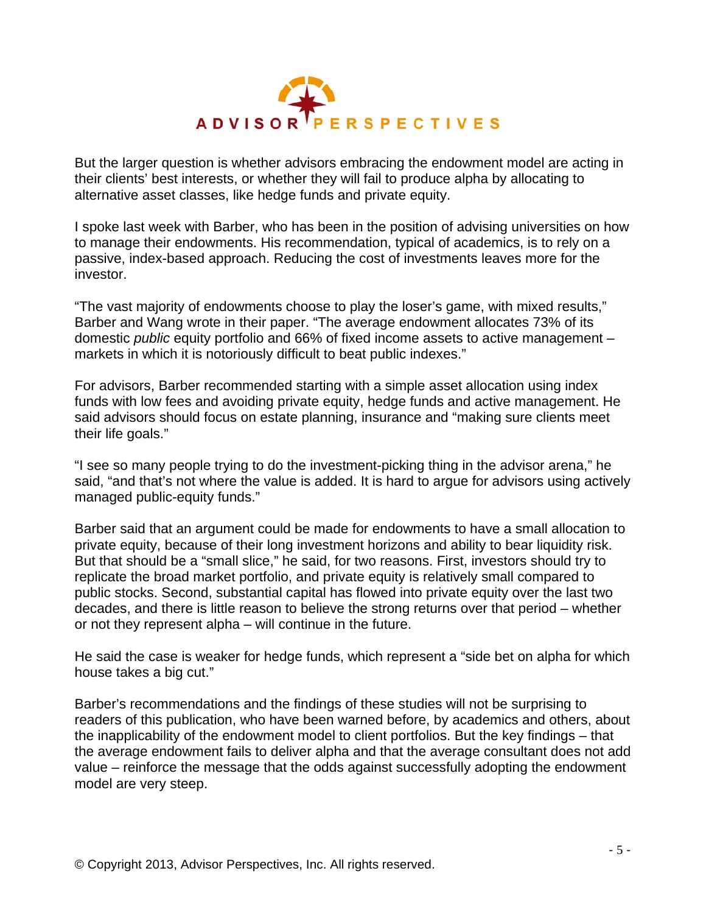But the larger question is whether advisors embracing the endowment model are acting in their clients' best interests, or whether they will fail to produce alpha by allocating to alternative asset classes, like hedge funds and private equity.

I spoke last week with Barber, who has been in the position of advising universities on how to manage their endowments. His recommendation, typical of academics, is to rely on a passive, index-based approach. Reducing the cost of investments leaves more for the investor.

"The vast majority of endowments choose to play the loser's game, with mixed results," Barber and Wang wrote in their paper. "The average endowment allocates 73% of its domestic *public* equity portfolio and 66% of fixed income assets to active management – markets in which it is notoriously difficult to beat public indexes."

For advisors, Barber recommended starting with a simple asset allocation using index funds with low fees and avoiding private equity, hedge funds and active management. He said advisors should focus on estate planning, insurance and "making sure clients meet their life goals."

"I see so many people trying to do the investment-picking thing in the advisor arena," he said, "and that's not where the value is added. It is hard to argue for advisors using actively managed public-equity funds."

Barber said that an argument could be made for endowments to have a small allocation to private equity, because of their long investment horizons and ability to bear liquidity risk. But that should be a "small slice," he said, for two reasons. First, investors should try to replicate the broad market portfolio, and private equity is relatively small compared to public stocks. Second, substantial capital has flowed into private equity over the last two decades, and there is little reason to believe the strong returns over that period – whether or not they represent alpha – will continue in the future.

He said the case is weaker for hedge funds, which represent a "side bet on alpha for which house takes a big cut."

Barber's recommendations and the findings of these studies will not be surprising to readers of this publication, who have been warned before, by academics and others, about the inapplicability of the endowment model to client portfolios. But the key findings – that the average endowment fails to deliver alpha and that the average consultant does not add value – reinforce the message that the odds against successfully adopting the endowment model are very steep.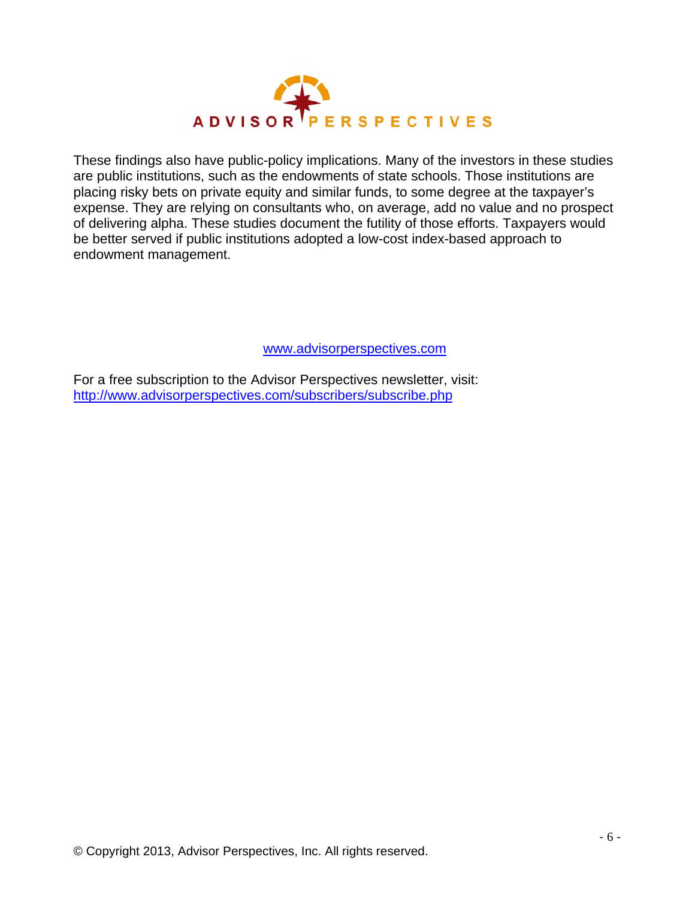These findings also have public-policy implications. Many of the investors in these studies are public institutions, such as the endowments of state schools. Those institutions are placing risky bets on private equity and similar funds, to some degree at the taxpayer's expense. They are relying on consultants who, on average, add no value and no prospect of delivering alpha. These studies document the futility of those efforts. Taxpayers would be better served if public institutions adopted a low-cost index-based approach to endowment management.

[www.advisorperspectives.com](http://www.advisorperspectives.com)

For a free subscription to the Advisor Perspectives newsletter, visit:
[http://www.advisorperspectives.com/subscribers/subscribe.php](http://www.advisorperspectives.com/subscribers/subscribe.php)

© Copyright 2013, Advisor Perspectives, Inc. All rights reserved.